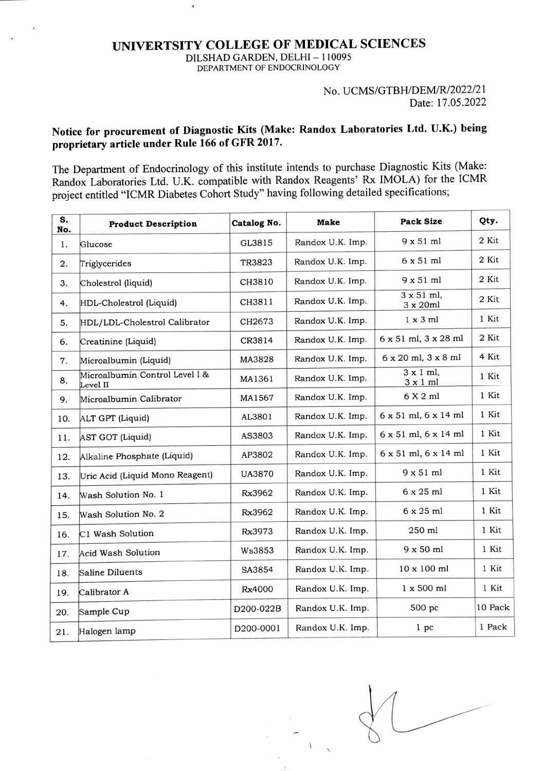# UNIVERTSITY COLLEGE OF MEDICAL SCIENCES

DILSHAD GARDEN, DELHI – 110095

DEPARTMENT OF ENDOCRINOLOGY

No. UCMS/GTBH/DEM/R/2022/21

Date: 17.05.2022

**Notice for procurement of Diagnostic Kits (Make: Randox Laboratories Ltd. U.K.) being proprietary article under Rule 166 of GFR 2017.**

The Department of Endocrinology of this institute intends to purchase Diagnostic Kits (Make: Randox Laboratories Ltd. U.K. compatible with Randox Reagents' Rx IMOLA) for the ICMR project entitled "ICMR Diabetes Cohort Study" having following detailed specifications;

| S. No. | Product Description | Catalog No. | Make | Pack Size | Qty. |
|---|---|---|---|---|---|
| 1. | Glucose | GL3815 | Randox U.K. Imp. | 9 x 51 ml | 2 Kit |
| 2. | Triglycerides | TR3823 | Randox U.K. Imp. | 6 x 51 ml | 2 Kit |
| 3. | Cholestrol (liquid) | CH3810 | Randox U.K. Imp. | 9 x 51 ml | 2 Kit |
| 4. | HDL-Cholestrol (Liquid) | CH3811 | Randox U.K. Imp. | 3 x 51 ml, 3 x 20ml | 2 Kit |
| 5. | HDL/LDL-Cholestrol Calibrator | CH2673 | Randox U.K. Imp. | 1 x 3 ml | 1 Kit |
| 6. | Creatinine (Liquid) | CR3814 | Randox U.K. Imp. | 6 x 51 ml, 3 x 28 ml | 2 Kit |
| 7. | Microalbumin (Liquid) | MA3828 | Randox U.K. Imp. | 6 x 20 ml, 3 x 8 ml | 4 Kit |
| 8. | Microalbumin Control Level I & Level II | MA1361 | Randox U.K. Imp. | 3 x 1 ml, 3 x 1 ml | 1 Kit |
| 9. | Microalbumin Calibrator | MA1567 | Randox U.K. Imp. | 6 X 2 ml | 1 Kit |
| 10. | ALT GPT (Liquid) | AL3801 | Randox U.K. Imp. | 6 x 51 ml, 6 x 14 ml | 1 Kit |
| 11. | AST GOT (Liquid) | AS3803 | Randox U.K. Imp. | 6 x 51 ml, 6 x 14 ml | 1 Kit |
| 12. | Alkaline Phosphate (Liquid) | AP3802 | Randox U.K. Imp. | 6 x 51 ml, 6 x 14 ml | 1 Kit |
| 13. | Uric Acid (Liquid Mono Reagent) | UA3870 | Randox U.K. Imp. | 9 x 51 ml | 1 Kit |
| 14. | Wash Solution No. 1 | Rx3962 | Randox U.K. Imp. | 6 x 25 ml | 1 Kit |
| 15. | Wash Solution No. 2 | Rx3962 | Randox U.K. Imp. | 6 x 25 ml | 1 Kit |
| 16. | C1 Wash Solution | Rx3973 | Randox U.K. Imp. | 250 ml | 1 Kit |
| 17. | Acid Wash Solution | Ws3853 | Randox U.K. Imp. | 9 x 50 ml | 1 Kit |
| 18. | Saline Diluents | SA3854 | Randox U.K. Imp. | 10 x 100 ml | 1 Kit |
| 19. | Calibrator A | Rx4000 | Randox U.K. Imp. | 1 x 500 ml | 1 Kit |
| 20. | Sample Cup | D200-022B | Randox U.K. Imp. | 500 pc | 10 Pack |
| 21. | Halogen lamp | D200-0001 | Randox U.K. Imp. | 1 pc | 1 Pack |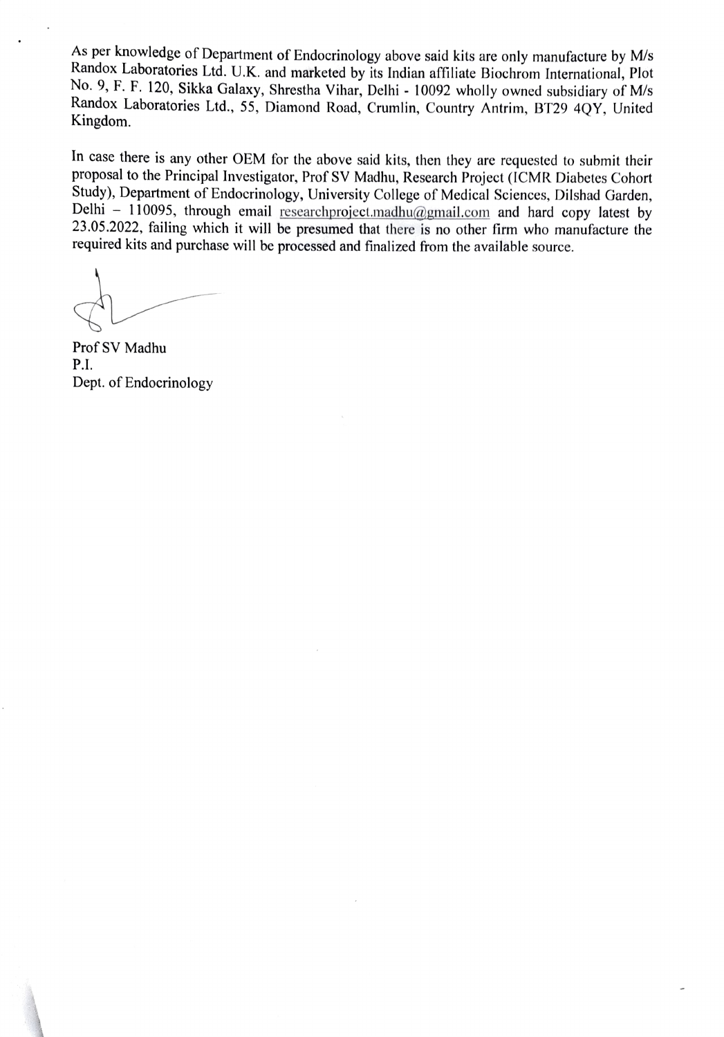As per knowledge of Department of Endocrinology above said kits are only manufacture by M/s Randox Laboratories Ltd. U.K. and marketed by its Indian affiliate Biochrom International, Plot No. 9, F. F. 120, Sikka Galaxy, Shrestha Vihar, Delhi - 10092 wholly owned subsidiary of M/s Randox Laboratories Ltd., 55, Diamond Road, Crumlin, Country Antrim, BT29 4QY, United Kingdom.

In case there is any other OEM for the above said kits, then they are requested to submit their proposal to the Principal Investigator, Prof SV Madhu, Research Project (ICMR Diabetes Cohort Study), Department of Endocrinology, University College of Medical Sciences, Dilshad Garden, Delhi – 110095, through email researchproject.madhu@gmail.com and hard copy latest by 23.05.2022, failing which it will be presumed that there is no other firm who manufacture the required kits and purchase will be processed and finalized from the available source.

Prof SV Madhu
P.I.
Dept. of Endocrinology